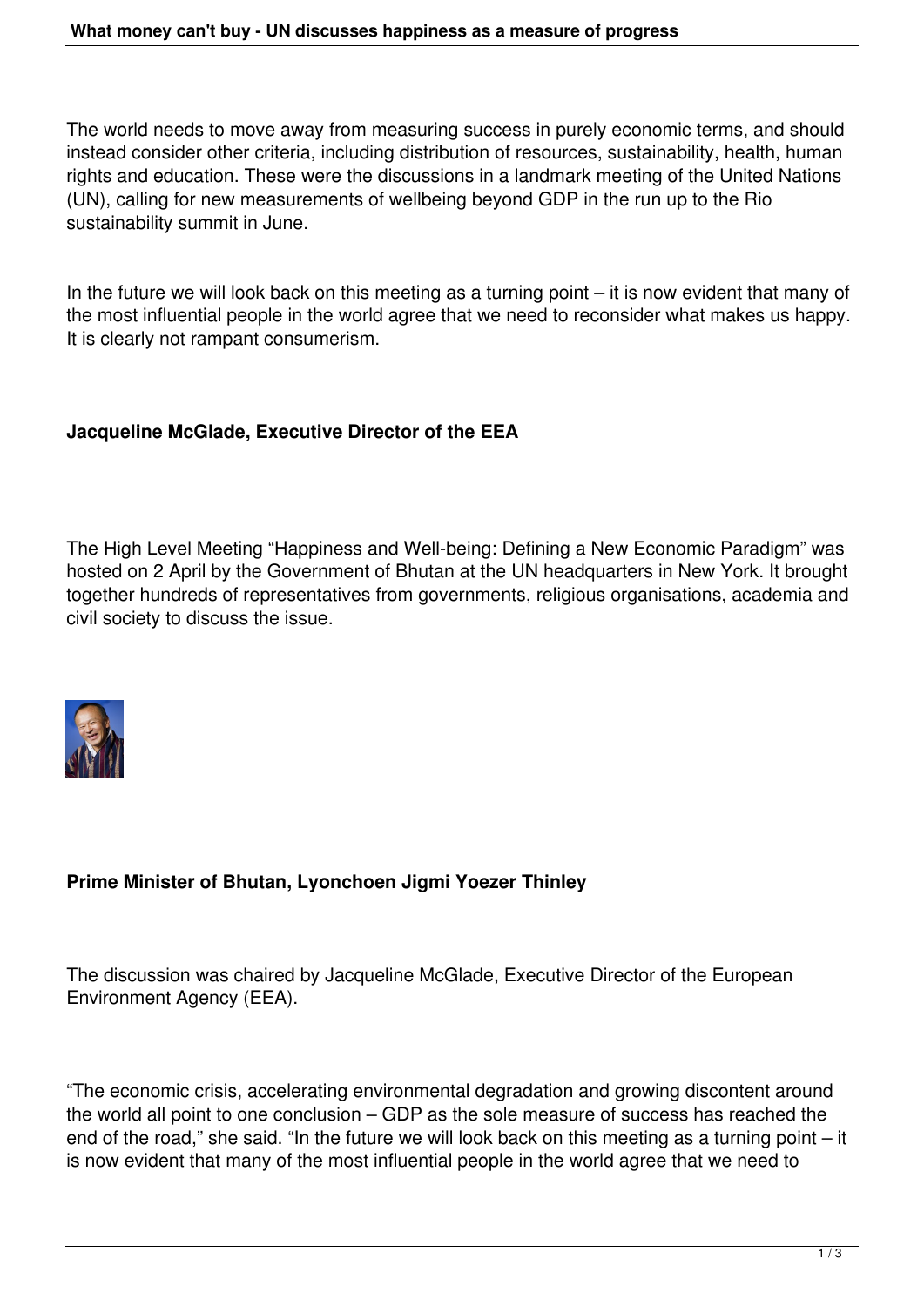The world needs to move away from measuring success in purely economic terms, and should instead consider other criteria, including distribution of resources, sustainability, health, human rights and education. These were the discussions in a landmark meeting of the United Nations (UN), calling for new measurements of wellbeing beyond GDP in the run up to the Rio sustainability summit in June.

In the future we will look back on this meeting as a turning point – it is now evident that many of the most influential people in the world agree that we need to reconsider what makes us happy. It is clearly not rampant consumerism.

**Jacqueline McGlade, Executive Director of the EEA**

The High Level Meeting "Happiness and Well-being: Defining a New Economic Paradigm" was hosted on 2 April by the Government of Bhutan at the UN headquarters in New York. It brought together hundreds of representatives from governments, religious organisations, academia and civil society to discuss the issue.

**Prime Minister of Bhutan, Lyonchoen Jigmi Yoezer Thinley**

The discussion was chaired by Jacqueline McGlade, Executive Director of the European Environment Agency (EEA).

"The economic crisis, accelerating environmental degradation and growing discontent around the world all point to one conclusion – GDP as the sole measure of success has reached the end of the road," she said. "In the future we will look back on this meeting as a turning point – it is now evident that many of the most influential people in the world agree that we need to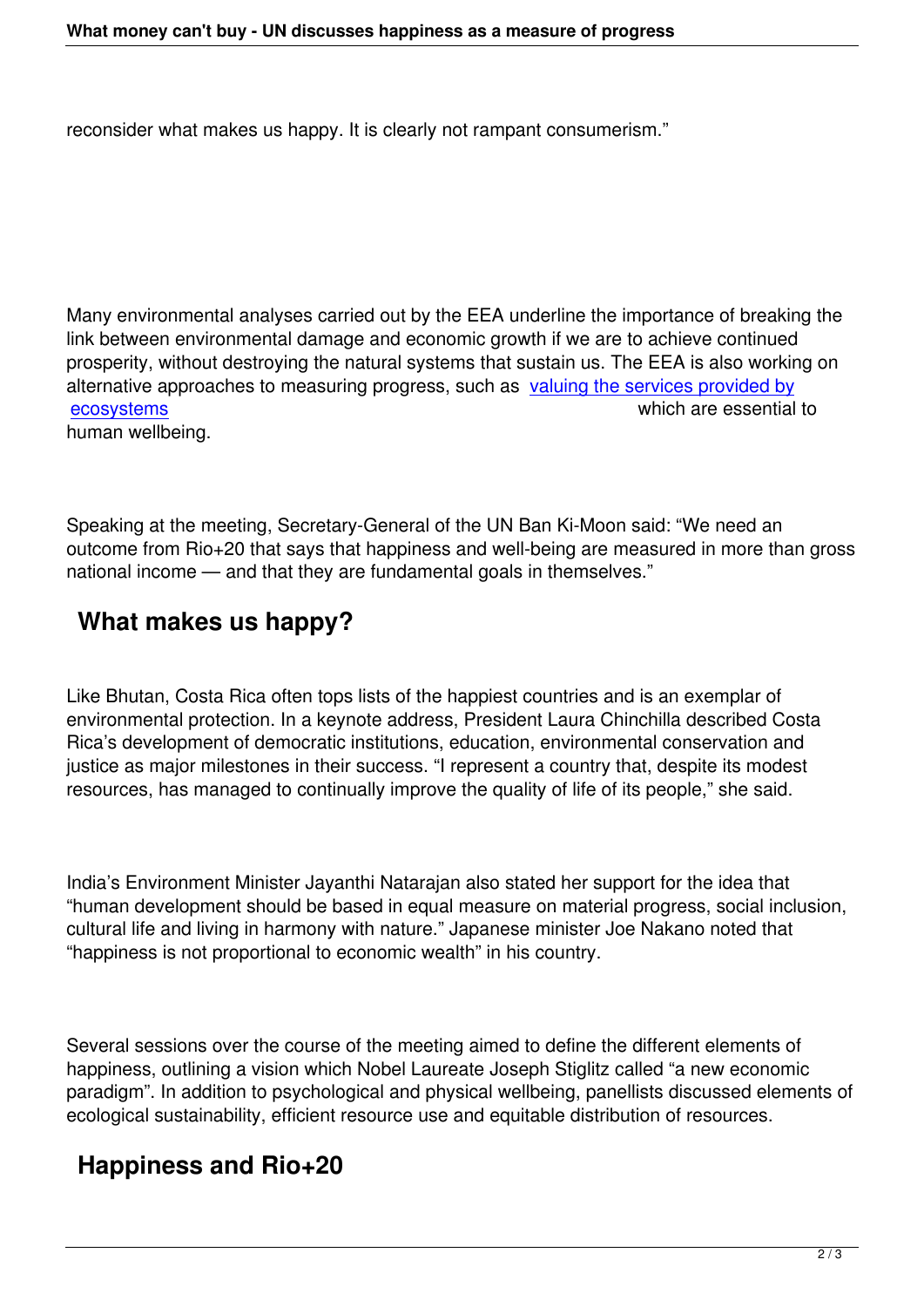reconsider what makes us happy. It is clearly not rampant consumerism."

Many environmental analyses carried out by the EEA underline the importance of breaking the link between environmental damage and economic growth if we are to achieve continued prosperity, without destroying the natural systems that sustain us. The EEA is also working on alternative approaches to measuring progress, such as [valuing the services provided by ecosystems] which are essential to human wellbeing.

Speaking at the meeting, Secretary-General of the UN Ban Ki-Moon said: "We need an outcome from Rio+20 that says that happiness and well-being are measured in more than gross national income — and that they are fundamental goals in themselves."

## What makes us happy?

Like Bhutan, Costa Rica often tops lists of the happiest countries and is an exemplar of environmental protection. In a keynote address, President Laura Chinchilla described Costa Rica's development of democratic institutions, education, environmental conservation and justice as major milestones in their success. "I represent a country that, despite its modest resources, has managed to continually improve the quality of life of its people," she said.

India's Environment Minister Jayanthi Natarajan also stated her support for the idea that "human development should be based in equal measure on material progress, social inclusion, cultural life and living in harmony with nature." Japanese minister Joe Nakano noted that "happiness is not proportional to economic wealth" in his country.

Several sessions over the course of the meeting aimed to define the different elements of happiness, outlining a vision which Nobel Laureate Joseph Stiglitz called "a new economic paradigm". In addition to psychological and physical wellbeing, panellists discussed elements of ecological sustainability, efficient resource use and equitable distribution of resources.

## Happiness and Rio+20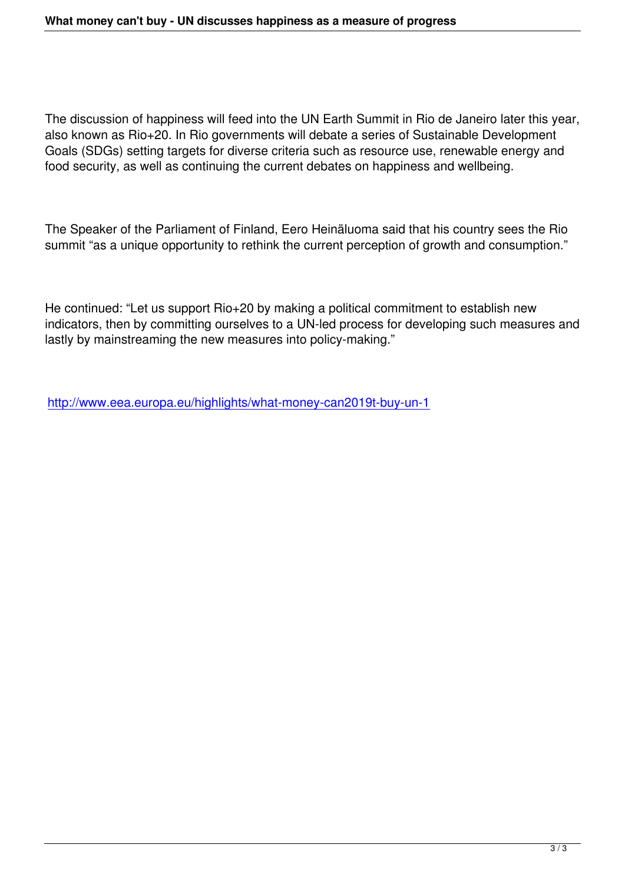The discussion of happiness will feed into the UN Earth Summit in Rio de Janeiro later this year, also known as Rio+20. In Rio governments will debate a series of Sustainable Development Goals (SDGs) setting targets for diverse criteria such as resource use, renewable energy and food security, as well as continuing the current debates on happiness and wellbeing.

The Speaker of the Parliament of Finland, Eero Heinäluoma said that his country sees the Rio summit "as a unique opportunity to rethink the current perception of growth and consumption."

He continued: "Let us support Rio+20 by making a political commitment to establish new indicators, then by committing ourselves to a UN-led process for developing such measures and lastly by mainstreaming the new measures into policy-making."

http://www.eea.europa.eu/highlights/what-money-can2019t-buy-un-1